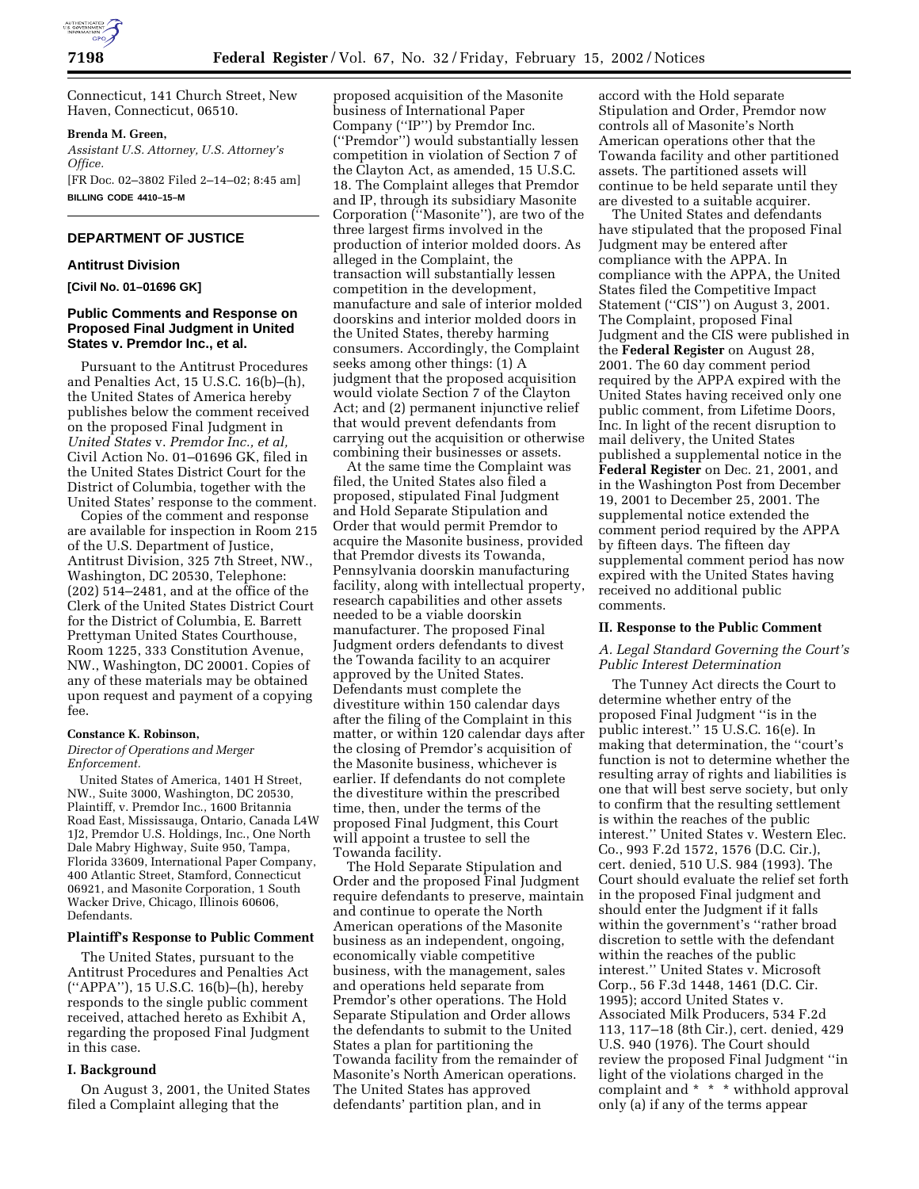Connecticut, 141 Church Street, New Haven, Connecticut, 06510.

**Brenda M. Green,**

*Assistant U.S. Attorney, U.S. Attorney's Office.*

[FR Doc. 02–3802 Filed 2–14–02; 8:45 am]

**BILLING CODE 4410–15–M**

## DEPARTMENT OF JUSTICE

### Antitrust Division

**[Civil No. 01–01696 GK]**

### Public Comments and Response on Proposed Final Judgment in United States v. Premdor Inc., et al.

Pursuant to the Antitrust Procedures and Penalties Act, 15 U.S.C. 16(b)–(h), the United States of America hereby publishes below the comment received on the proposed Final Judgment in *United States* v. *Premdor Inc., et al,* Civil Action No. 01–01696 GK, filed in the United States District Court for the District of Columbia, together with the United States' response to the comment.

Copies of the comment and response are available for inspection in Room 215 of the U.S. Department of Justice, Antitrust Division, 325 7th Street, NW., Washington, DC 20530, Telephone: (202) 514–2481, and at the office of the Clerk of the United States District Court for the District of Columbia, E. Barrett Prettyman United States Courthouse, Room 1225, 333 Constitution Avenue, NW., Washington, DC 20001. Copies of any of these materials may be obtained upon request and payment of a copying fee.

**Constance K. Robinson,**

*Director of Operations and Merger Enforcement.*

United States of America, 1401 H Street, NW., Suite 3000, Washington, DC 20530, Plaintiff, v. Premdor Inc., 1600 Britannia Road East, Mississauga, Ontario, Canada L4W 1J2, Premdor U.S. Holdings, Inc., One North Dale Mabry Highway, Suite 950, Tampa, Florida 33609, International Paper Company, 400 Atlantic Street, Stamford, Connecticut 06921, and Masonite Corporation, 1 South Wacker Drive, Chicago, Illinois 60606, Defendants.

#### Plaintiff's Response to Public Comment

The United States, pursuant to the Antitrust Procedures and Penalties Act (''APPA''), 15 U.S.C. 16(b)–(h), hereby responds to the single public comment received, attached hereto as Exhibit A, regarding the proposed Final Judgment in this case.

#### I. Background

On August 3, 2001, the United States filed a Complaint alleging that the proposed acquisition of the Masonite business of International Paper Company (''IP'') by Premdor Inc. (''Premdor'') would substantially lessen competition in violation of Section 7 of the Clayton Act, as amended, 15 U.S.C. 18. The Complaint alleges that Premdor and IP, through its subsidiary Masonite Corporation (''Masonite''), are two of the three largest firms involved in the production of interior molded doors. As alleged in the Complaint, the transaction will substantially lessen competition in the development, manufacture and sale of interior molded doorskins and interior molded doors in the United States, thereby harming consumers. Accordingly, the Complaint seeks among other things: (1) A judgment that the proposed acquisition would violate Section 7 of the Clayton Act; and (2) permanent injunctive relief that would prevent defendants from carrying out the acquisition or otherwise combining their businesses or assets.

At the same time the Complaint was filed, the United States also filed a proposed, stipulated Final Judgment and Hold Separate Stipulation and Order that would permit Premdor to acquire the Masonite business, provided that Premdor divests its Towanda, Pennsylvania doorskin manufacturing facility, along with intellectual property, research capabilities and other assets needed to be a viable doorskin manufacturer. The proposed Final Judgment orders defendants to divest the Towanda facility to an acquirer approved by the United States. Defendants must complete the divestiture within 150 calendar days after the filing of the Complaint in this matter, or within 120 calendar days after the closing of Premdor's acquisition of the Masonite business, whichever is earlier. If defendants do not complete the divestiture within the prescribed time, then, under the terms of the proposed Final Judgment, this Court will appoint a trustee to sell the Towanda facility.

The Hold Separate Stipulation and Order and the proposed Final Judgment require defendants to preserve, maintain and continue to operate the North American operations of the Masonite business as an independent, ongoing, economically viable competitive business, with the management, sales and operations held separate from Premdor's other operations. The Hold Separate Stipulation and Order allows the defendants to submit to the United States a plan for partitioning the Towanda facility from the remainder of Masonite's North American operations. The United States has approved defendants' partition plan, and in accord with the Hold separate Stipulation and Order, Premdor now controls all of Masonite's North American operations other that the Towanda facility and other partitioned assets. The partitioned assets will continue to be held separate until they are divested to a suitable acquirer.

The United States and defendants have stipulated that the proposed Final Judgment may be entered after compliance with the APPA. In compliance with the APPA, the United States filed the Competitive Impact Statement (''CIS'') on August 3, 2001. The Complaint, proposed Final Judgment and the CIS were published in the **Federal Register** on August 28, 2001. The 60 day comment period required by the APPA expired with the United States having received only one public comment, from Lifetime Doors, Inc. In light of the recent disruption to mail delivery, the United States published a supplemental notice in the **Federal Register** on Dec. 21, 2001, and in the Washington Post from December 19, 2001 to December 25, 2001. The supplemental notice extended the comment period required by the APPA by fifteen days. The fifteen day supplemental comment period has now expired with the United States having received no additional public comments.

#### II. Response to the Public Comment

##### *A. Legal Standard Governing the Court's Public Interest Determination*

The Tunney Act directs the Court to determine whether entry of the proposed Final Judgment ''is in the public interest.'' 15 U.S.C. 16(e). In making that determination, the ''court's function is not to determine whether the resulting array of rights and liabilities is one that will best serve society, but only to confirm that the resulting settlement is within the reaches of the public interest.'' United States v. Western Elec. Co., 993 F.2d 1572, 1576 (D.C. Cir.), cert. denied, 510 U.S. 984 (1993). The Court should evaluate the relief set forth in the proposed Final judgment and should enter the Judgment if it falls within the government's ''rather broad discretion to settle with the defendant within the reaches of the public interest.'' United States v. Microsoft Corp., 56 F.3d 1448, 1461 (D.C. Cir. 1995); accord United States v. Associated Milk Producers, 534 F.2d 113, 117–18 (8th Cir.), cert. denied, 429 U.S. 940 (1976). The Court should review the proposed Final Judgment ''in light of the violations charged in the complaint and * * * withhold approval only (a) if any of the terms appear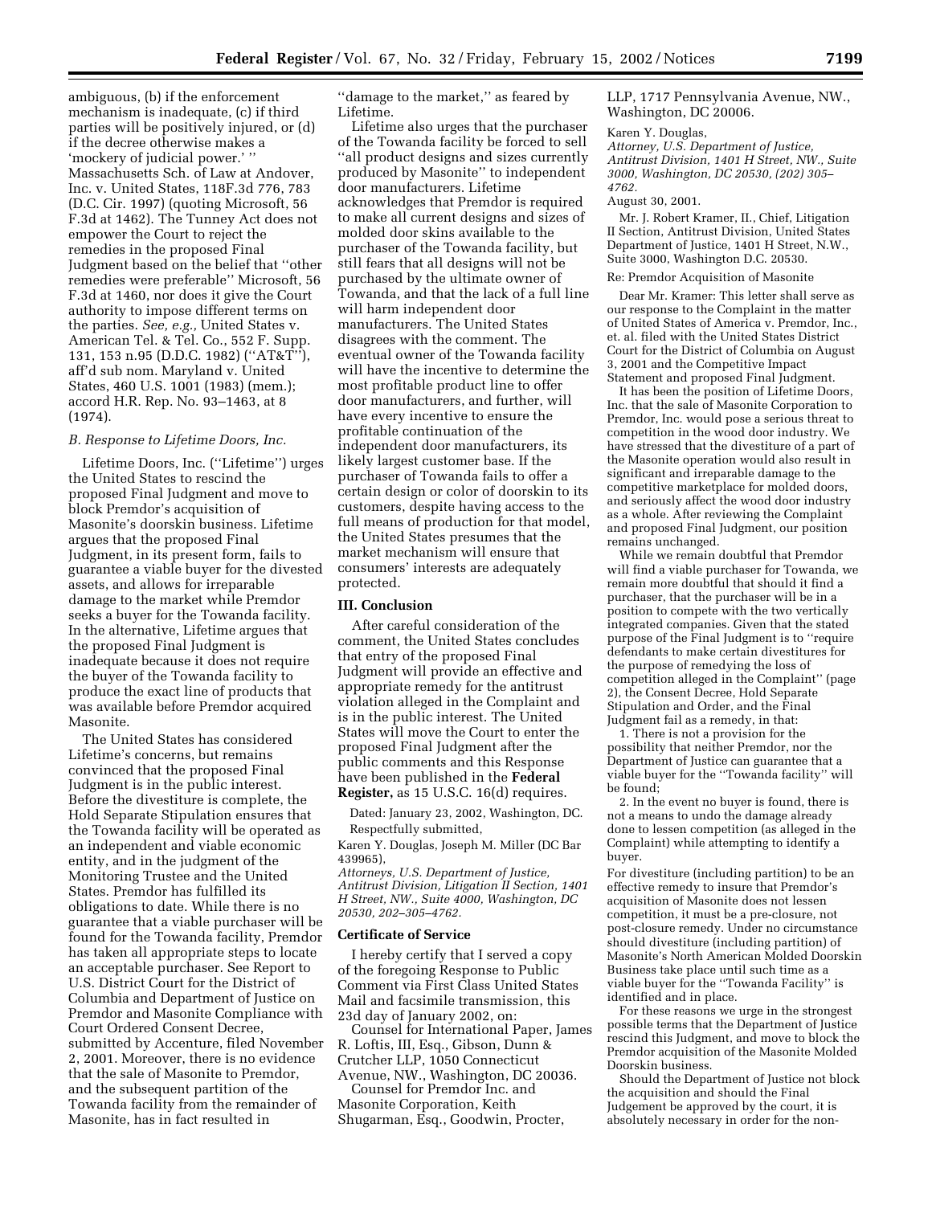ambiguous, (b) if the enforcement mechanism is inadequate, (c) if third parties will be positively injured, or (d) if the decree otherwise makes a 'mockery of judicial power.' '' Massachusetts Sch. of Law at Andover, Inc. v. United States, 118F.3d 776, 783 (D.C. Cir. 1997) (quoting Microsoft, 56 F.3d at 1462). The Tunney Act does not empower the Court to reject the remedies in the proposed Final Judgment based on the belief that ''other remedies were preferable'' Microsoft, 56 F.3d at 1460, nor does it give the Court authority to impose different terms on the parties. *See, e.g.,* United States v. American Tel. & Tel. Co., 552 F. Supp. 131, 153 n.95 (D.D.C. 1982) (''AT&T''), aff'd sub nom. Maryland v. United States, 460 U.S. 1001 (1983) (mem.); accord H.R. Rep. No. 93–1463, at 8 (1974).

### *B. Response to Lifetime Doors, Inc.*

Lifetime Doors, Inc. (''Lifetime'') urges the United States to rescind the proposed Final Judgment and move to block Premdor's acquisition of Masonite's doorskin business. Lifetime argues that the proposed Final Judgment, in its present form, fails to guarantee a viable buyer for the divested assets, and allows for irreparable damage to the market while Premdor seeks a buyer for the Towanda facility. In the alternative, Lifetime argues that the proposed Final Judgment is inadequate because it does not require the buyer of the Towanda facility to produce the exact line of products that was available before Premdor acquired Masonite.

The United States has considered Lifetime's concerns, but remains convinced that the proposed Final Judgment is in the public interest. Before the divestiture is complete, the Hold Separate Stipulation ensures that the Towanda facility will be operated as an independent and viable economic entity, and in the judgment of the Monitoring Trustee and the United States. Premdor has fulfilled its obligations to date. While there is no guarantee that a viable purchaser will be found for the Towanda facility, Premdor has taken all appropriate steps to locate an acceptable purchaser. See Report to U.S. District Court for the District of Columbia and Department of Justice on Premdor and Masonite Compliance with Court Ordered Consent Decree, submitted by Accenture, filed November 2, 2001. Moreover, there is no evidence that the sale of Masonite to Premdor, and the subsequent partition of the Towanda facility from the remainder of Masonite, has in fact resulted in ''damage to the market,'' as feared by Lifetime.

Lifetime also urges that the purchaser of the Towanda facility be forced to sell ''all product designs and sizes currently produced by Masonite'' to independent door manufacturers. Lifetime acknowledges that Premdor is required to make all current designs and sizes of molded door skins available to the purchaser of the Towanda facility, but still fears that all designs will not be purchased by the ultimate owner of Towanda, and that the lack of a full line will harm independent door manufacturers. The United States disagrees with the comment. The eventual owner of the Towanda facility will have the incentive to determine the most profitable product line to offer door manufacturers, and further, will have every incentive to ensure the profitable continuation of the independent door manufacturers, its likely largest customer base. If the purchaser of Towanda fails to offer a certain design or color of doorskin to its customers, despite having access to the full means of production for that model, the United States presumes that the market mechanism will ensure that consumers' interests are adequately protected.

## III. Conclusion

After careful consideration of the comment, the United States concludes that entry of the proposed Final Judgment will provide an effective and appropriate remedy for the antitrust violation alleged in the Complaint and is in the public interest. The United States will move the Court to enter the proposed Final Judgment after the public comments and this Response have been published in the **Federal Register,** as 15 U.S.C. 16(d) requires.

Dated: January 23, 2002, Washington, DC.

Respectfully submitted,

Karen Y. Douglas, Joseph M. Miller (DC Bar 439965),

*Attorneys, U.S. Department of Justice, Antitrust Division, Litigation II Section, 1401 H Street, NW., Suite 4000, Washington, DC 20530, 202–305–4762.*

### Certificate of Service

I hereby certify that I served a copy of the foregoing Response to Public Comment via First Class United States Mail and facsimile transmission, this 23d day of January 2002, on:

Counsel for International Paper, James R. Loftis, III, Esq., Gibson, Dunn & Crutcher LLP, 1050 Connecticut Avenue, NW., Washington, DC 20036.

Counsel for Premdor Inc. and Masonite Corporation, Keith Shugarman, Esq., Goodwin, Procter, LLP, 1717 Pennsylvania Avenue, NW., Washington, DC 20006.

Karen Y. Douglas,

*Attorney, U.S. Department of Justice, Antitrust Division, 1401 H Street, NW., Suite 3000, Washington, DC 20530, (202) 305–4762.*

August 30, 2001.

Mr. J. Robert Kramer, II., Chief, Litigation II Section, Antitrust Division, United States Department of Justice, 1401 H Street, N.W., Suite 3000, Washington D.C. 20530.

Re: Premdor Acquisition of Masonite

Dear Mr. Kramer: This letter shall serve as our response to the Complaint in the matter of United States of America v. Premdor, Inc., et. al. filed with the United States District Court for the District of Columbia on August 3, 2001 and the Competitive Impact Statement and proposed Final Judgment.

It has been the position of Lifetime Doors, Inc. that the sale of Masonite Corporation to Premdor, Inc. would pose a serious threat to competition in the wood door industry. We have stressed that the divestiture of a part of the Masonite operation would also result in significant and irreparable damage to the competitive marketplace for molded doors, and seriously affect the wood door industry as a whole. After reviewing the Complaint and proposed Final Judgment, our position remains unchanged.

While we remain doubtful that Premdor will find a viable purchaser for Towanda, we remain more doubtful that should it find a purchaser, that the purchaser will be in a position to compete with the two vertically integrated companies. Given that the stated purpose of the Final Judgment is to ''require defendants to make certain divestitures for the purpose of remedying the loss of competition alleged in the Complaint'' (page 2), the Consent Decree, Hold Separate Stipulation and Order, and the Final Judgment fail as a remedy, in that:

1. There is not a provision for the possibility that neither Premdor, nor the Department of Justice can guarantee that a viable buyer for the ''Towanda facility'' will be found;

2. In the event no buyer is found, there is not a means to undo the damage already done to lessen competition (as alleged in the Complaint) while attempting to identify a buyer.

For divestiture (including partition) to be an effective remedy to insure that Premdor's acquisition of Masonite does not lessen competition, it must be a pre-closure, not post-closure remedy. Under no circumstance should divestiture (including partition) of Masonite's North American Molded Doorskin Business take place until such time as a viable buyer for the ''Towanda Facility'' is identified and in place.

For these reasons we urge in the strongest possible terms that the Department of Justice rescind this Judgment, and move to block the Premdor acquisition of the Masonite Molded Doorskin business.

Should the Department of Justice not block the acquisition and should the Final Judgement be approved by the court, it is absolutely necessary in order for the non-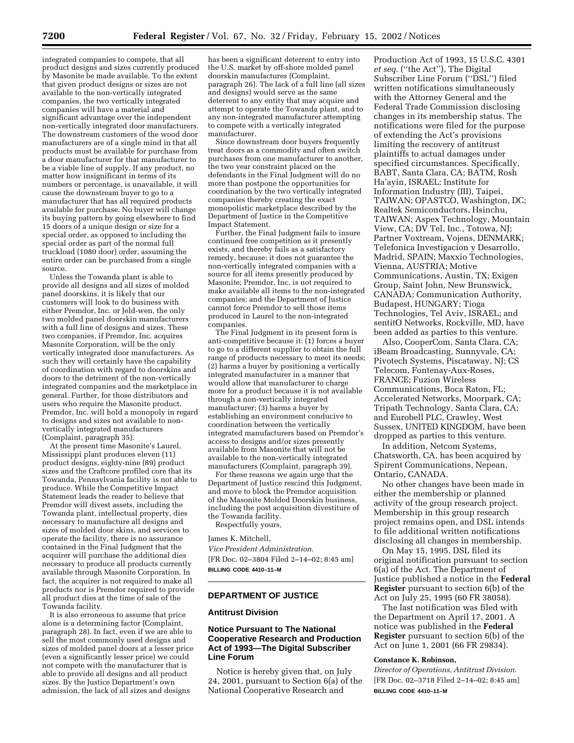integrated companies to compete, that all product designs and sizes currently produced by Masonite be made available. To the extent that given product designs or sizes are not available to the non-vertically integrated companies, the two vertically integrated companies will have a material and significant advantage over the independent non-vertically integrated door manufacturers. The downstream customers of the wood door manufacturers are of a single mind in that all products must be available for purchase from a door manufacturer for that manufacturer to be a viable line of supply. If any product, no matter how insignificant in terms of its numbers or percentage, is unavailable, it will cause the downstream buyer to go to a manufacturer that has all required products available for purchase. No buyer will change its buying pattern by going elsewhere to find 15 doors of a unique design or size for a special order, as opposed to including the special order as part of the normal full truckload (1080 door) order, assuming the entire order can be purchased from a single source.

Unless the Towanda plant is able to provide all designs and all sizes of molded panel doorskins, it is likely that our customers will look to do business with either Premdor, Inc. or Jeld-wen, the only two molded panel doorskin manufacturers with a full line of designs and sizes. These two companies, if Premdor, Inc. acquires Masonite Corporation, will be the only vertically integrated door manufacturers. As such they will certainly have the capability of coordination with regard to doorskins and doors to the detriment of the non-vertically integrated companies and the marketplace in general. Further, for those distributors and users who require the Masonite product, Premdor, Inc. will hold a monopoly in regard to designs and sizes not available to non-vertically integrated manufacturers (Complaint, paragraph 35).

At the present time Masonite's Laurel, Mississippi plant produces eleven (11) product designs, eighty-nine (89) product sizes and the Craftcore profiled core that its Towanda, Pennsylvania facility is not able to produce. While the Competitive Impact Statement leads the reader to believe that Premdor will divest assets, including the Towanda plant, intellectual property, dies necessary to manufacture all designs and sizes of molded door skins, and services to operate the facility, there is no assurance contained in the Final Judgment that the acquirer will purchase the additional dies necessary to produce all products currently available through Masonite Corporation. In fact, the acquirer is not required to make all products nor is Premdor required to provide all product dies at the time of sale of the Towanda facility.

It is also erroneous to assume that price alone is a determining factor (Complaint, paragraph 28). In fact, even if we are able to sell the most commonly used designs and sizes of molded panel doors at a lesser price (even a significantly lesser price) we could not compete with the manufacturer that is able to provide all designs and all product sizes. By the Justice Department's own admission, the lack of all sizes and designs has been a significant deterrent to entry into the U.S. market by off-shore molded panel doorskin manufactures (Complaint, paragraph 26). The lack of a full line (all sizes and designs) would serve as the same deterrent to any entity that may acquire and attempt to operate the Towanda plant, and to any non-integrated manufacturer attempting to compete with a vertically integrated manufacturer.

Since downstream door buyers frequently treat doors as a commodity and often switch purchases from one manufacturer to another, the two year constraint placed on the defendants in the Final Judgment will do no more than postpone the opportunities for coordination by the two vertically integrated companies thereby creating the exact monopolistic marketplace described by the Department of Justice in the Competitive Impact Statement.

Further, the Final Judgment fails to insure continued free competition as it presently exists, and thereby fails as a satisfactory remedy, because: it does not guarantee the non-vertically integrated companies with a source for all items presently produced by Masonite; Premdor, Inc. is not required to make available all items to the non-integrated companies; and the Department of Justice cannot force Premdor to sell those items produced in Laurel to the non-integrated companies.

The Final Judgment in its present form is anti-competitive because it: (1) forces a buyer to go to a different supplier to obtain the full range of products necessary to meet its needs; (2) harms a buyer by positioning a vertically integrated manufacturer in a manner that would allow that manufacturer to charge more for a product because it is not available through a non-vertically integrated manufacturer; (3) harms a buyer by establishing an environment conducive to coordination between the vertically integrated manufacturers based on Premdor's access to designs and/or sizes presently available from Masonite that will not be available to the non-vertically integrated manufacturers (Complaint, paragraph 39).

For these reasons we again urge that the Department of Justice rescind this Judgment, and move to block the Premdor acquisition of the Masonite Molded Doorskin business, including the post acquisition divestiture of the Towanda facility.

Respectfully yours,

James K. Mitchell,

*Vice President Administration.*

[FR Doc. 02–3804 Filed 2–14–02; 8:45 am]

**BILLING CODE 4410–11–M**

## DEPARTMENT OF JUSTICE

### Antitrust Division

### Notice Pursuant to The National Cooperative Research and Production Act of 1993—The Digital Subscriber Line Forum

Notice is hereby given that, on July 24, 2001, pursuant to Section 6(a) of the National Cooperative Research and Production Act of 1993, 15 U.S.C. 4301 *et seq.* (''the Act''), The Digital Subscriber Line Forum (''DSL'') filed written notifications simultaneously with the Attorney General and the Federal Trade Commission disclosing changes in its membership status. The notifications were filed for the purpose of extending the Act's provisions limiting the recovery of antitrust plaintiffs to actual damages under specified circumstances. Specifically, BABT, Santa Clara, CA; BATM, Rosh Ha'ayin, ISRAEL; Institute for Information Industry (III), Taipei, TAIWAN; OPASTCO, Washington, DC; Realtek Semiconductors, Hsinchu, TAIWAN; Aspex Technology, Mountain View, CA; DV Tel, Inc., Totowa, NJ; Partner Voxtream, Vojens, DENMARK; Telefonica Investigacion y Desarrollo, Madrid, SPAIN; Maxxio Technologies, Vienna, AUSTRIA; Motive Communications, Austin, TX; Exigen Group, Saint John, New Brunswick, CANADA; Communication Authority, Budapest, HUNGARY; Tioga Technologies, Tel Aviv, ISRAEL; and sentitO Networks, Rockville, MD, have been added as parties to this venture.

Also, CooperCom, Santa Clara, CA; iBeam Broadcasting, Sunnyvale, CA; Pivotech Systems, Piscataway, NJ; CS Telecom, Fontenay-Aux-Roses, FRANCE; Fuzion Wireless Communications, Boca Raton, FL; Accelerated Networks, Moorpark, CA; Tripath Technology, Santa Clara, CA; and Eurobell PLC, Crawley, West Sussex, UNITED KINGDOM, have been dropped as parties to this venture.

In addition, Netcom Systems, Chatsworth, CA, has been acquired by Spirent Communications, Nepean, Ontario, CANADA.

No other changes have been made in either the membership or planned activity of the group research project. Membership in this group research project remains open, and DSL intends to file additional written notifications disclosing all changes in membership.

On May 15, 1995, DSL filed its original notification pursuant to section 6(a) of the Act. The Department of Justice published a notice in the **Federal Register** pursuant to section 6(b) of the Act on July 25, 1995 (60 FR 38058).

The last notification was filed with the Department on April 17, 2001. A notice was published in the **Federal Register** pursuant to section 6(b) of the Act on June 1, 2001 (66 FR 29834).

**Constance K. Robinson,**

*Director of Operations, Antitrust Division.*

[FR Doc. 02–3718 Filed 2–14–02; 8:45 am]

**BILLING CODE 4410–11–M**